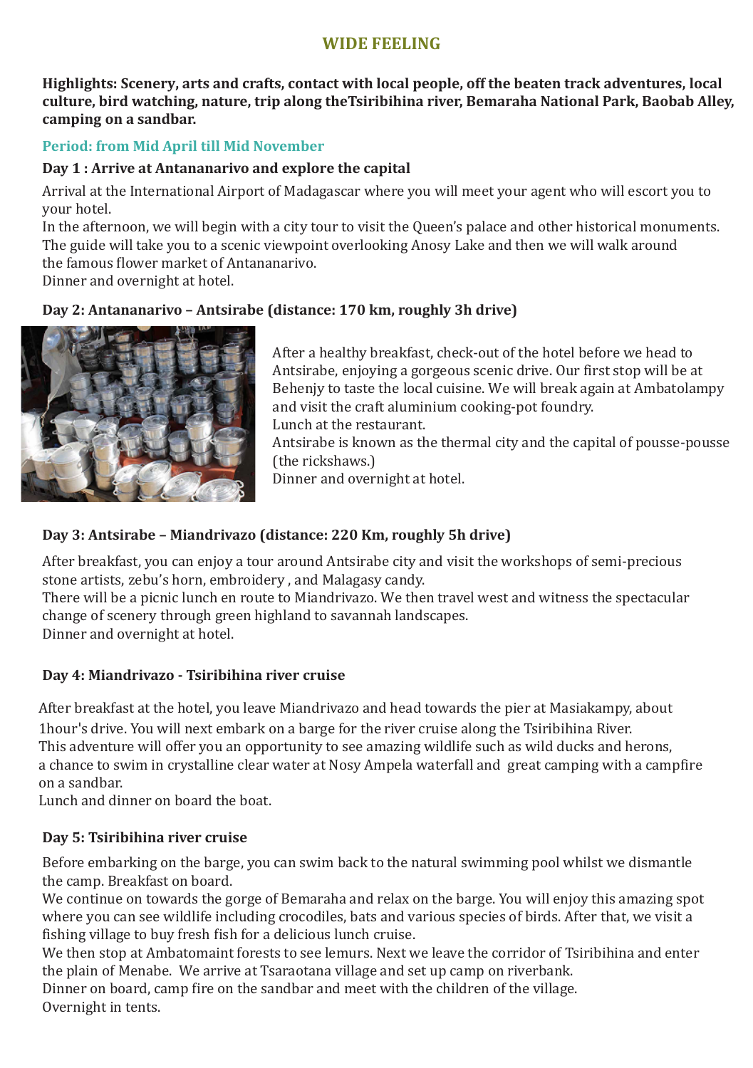# WIDE FEELING

**Highlights: Scenery, arts and crafts, contact with local people, off the beaten track adventures, local culture, bird watching, nature, trip along theTsiribihina river, Bemaraha National Park, Baobab Alley, camping on a sandbar.**

**Period: from Mid April till Mid November**

### Day 1 : Arrive at Antananarivo and explore the capital

Arrival at the International Airport of Madagascar where you will meet your agent who will escort you to your hotel.
In the afternoon, we will begin with a city tour to visit the Queen's palace and other historical monuments. The guide will take you to a scenic viewpoint overlooking Anosy Lake and then we will walk around the famous flower market of Antananarivo.
Dinner and overnight at hotel.

### Day 2: Antananarivo – Antsirabe (distance: 170 km, roughly 3h drive)

After a healthy breakfast, check-out of the hotel before we head to Antsirabe, enjoying a gorgeous scenic drive. Our first stop will be at Behenjy to taste the local cuisine. We will break again at Ambatolampy and visit the craft aluminium cooking-pot foundry.
Lunch at the restaurant.
Antsirabe is known as the thermal city and the capital of pousse-pousse (the rickshaws.)
Dinner and overnight at hotel.

### Day 3: Antsirabe – Miandrivazo (distance: 220 Km, roughly 5h drive)

After breakfast, you can enjoy a tour around Antsirabe city and visit the workshops of semi-precious stone artists, zebu's horn, embroidery , and Malagasy candy.
There will be a picnic lunch en route to Miandrivazo. We then travel west and witness the spectacular change of scenery through green highland to savannah landscapes.
Dinner and overnight at hotel.

### Day 4: Miandrivazo - Tsiribihina river cruise

After breakfast at the hotel, you leave Miandrivazo and head towards the pier at Masiakampy, about 1hour's drive. You will next embark on a barge for the river cruise along the Tsiribihina River.
This adventure will offer you an opportunity to see amazing wildlife such as wild ducks and herons, a chance to swim in crystalline clear water at Nosy Ampela waterfall and great camping with a campfire on a sandbar.
Lunch and dinner on board the boat.

### Day 5: Tsiribihina river cruise

Before embarking on the barge, you can swim back to the natural swimming pool whilst we dismantle the camp. Breakfast on board.
We continue on towards the gorge of Bemaraha and relax on the barge. You will enjoy this amazing spot where you can see wildlife including crocodiles, bats and various species of birds. After that, we visit a fishing village to buy fresh fish for a delicious lunch cruise.
We then stop at Ambatomaint forests to see lemurs. Next we leave the corridor of Tsiribihina and enter the plain of Menabe. We arrive at Tsaraotana village and set up camp on riverbank.
Dinner on board, camp fire on the sandbar and meet with the children of the village.
Overnight in tents.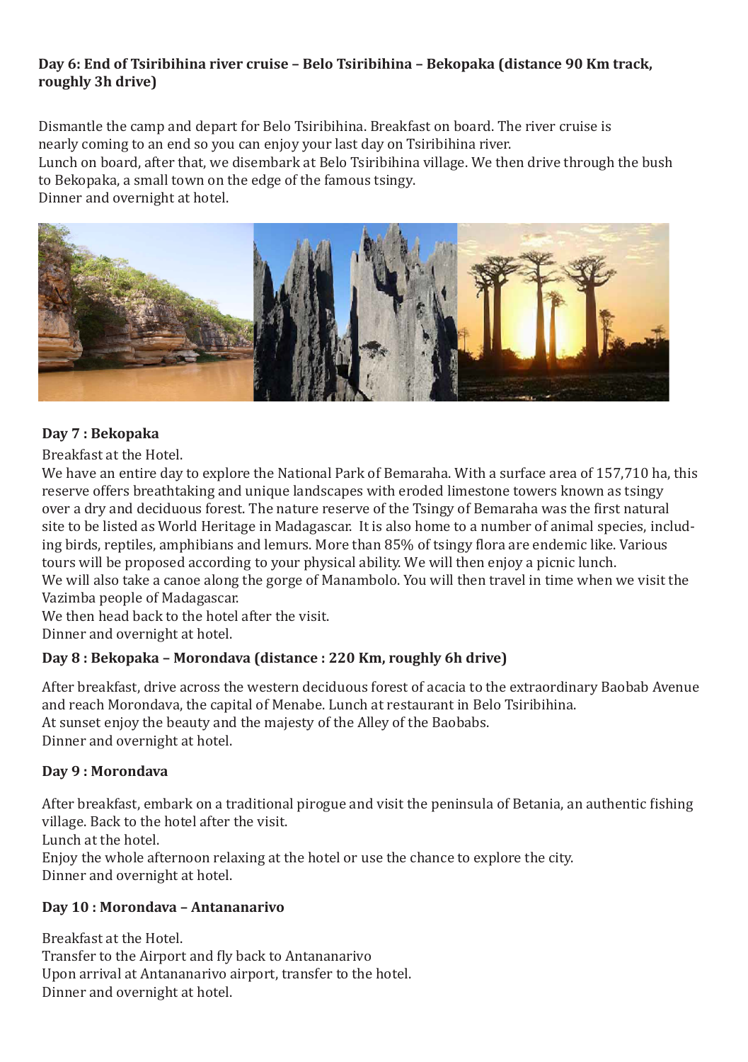**Day 6: End of Tsiribihina river cruise – Belo Tsiribihina – Bekopaka (distance 90 Km track, roughly 3h drive)**

Dismantle the camp and depart for Belo Tsiribihina. Breakfast on board. The river cruise is nearly coming to an end so you can enjoy your last day on Tsiribihina river.
Lunch on board, after that, we disembark at Belo Tsiribihina village. We then drive through the bush to Bekopaka, a small town on the edge of the famous tsingy.
Dinner and overnight at hotel.

**Day 7 : Bekopaka**

Breakfast at the Hotel.
We have an entire day to explore the National Park of Bemaraha. With a surface area of 157,710 ha, this reserve offers breathtaking and unique landscapes with eroded limestone towers known as tsingy over a dry and deciduous forest. The nature reserve of the Tsingy of Bemaraha was the first natural site to be listed as World Heritage in Madagascar. It is also home to a number of animal species, including birds, reptiles, amphibians and lemurs. More than 85% of tsingy flora are endemic like. Various tours will be proposed according to your physical ability. We will then enjoy a picnic lunch.
We will also take a canoe along the gorge of Manambolo. You will then travel in time when we visit the Vazimba people of Madagascar.
We then head back to the hotel after the visit.
Dinner and overnight at hotel.

**Day 8 : Bekopaka – Morondava (distance : 220 Km, roughly 6h drive)**

After breakfast, drive across the western deciduous forest of acacia to the extraordinary Baobab Avenue and reach Morondava, the capital of Menabe. Lunch at restaurant in Belo Tsiribihina.
At sunset enjoy the beauty and the majesty of the Alley of the Baobabs.
Dinner and overnight at hotel.

**Day 9 : Morondava**

After breakfast, embark on a traditional pirogue and visit the peninsula of Betania, an authentic fishing village. Back to the hotel after the visit.
Lunch at the hotel.
Enjoy the whole afternoon relaxing at the hotel or use the chance to explore the city.
Dinner and overnight at hotel.

**Day 10 : Morondava – Antananarivo**

Breakfast at the Hotel.
Transfer to the Airport and fly back to Antananarivo
Upon arrival at Antananarivo airport, transfer to the hotel.
Dinner and overnight at hotel.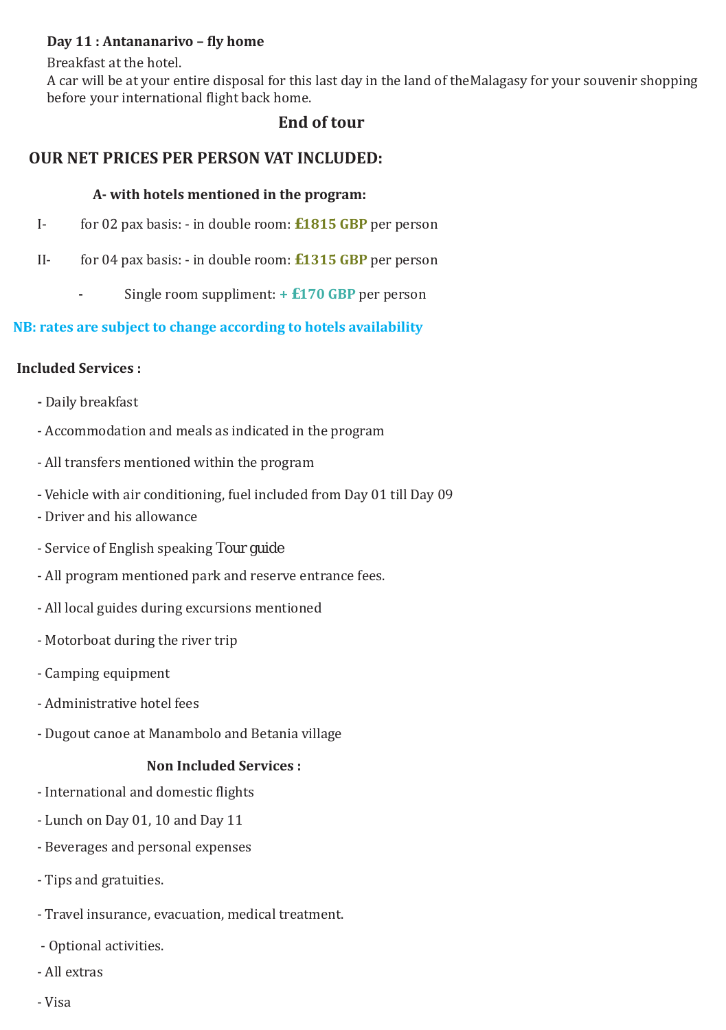**Day 11 : Antananarivo – fly home**

Breakfast at the hotel.

A car will be at your entire disposal for this last day in the land of theMalagasy for your souvenir shopping before your international flight back home.

### End of tour

## OUR NET PRICES PER PERSON VAT INCLUDED:

**A- with hotels mentioned in the program:**

I- for 02 pax basis: - in double room: **£1815 GBP** per person

II- for 04 pax basis: - in double room: **£1315 GBP** per person

- Single room suppliment: **+ £170 GBP** per person

**NB: rates are subject to change according to hotels availability**

**Included Services :**

- Daily breakfast
- Accommodation and meals as indicated in the program
- All transfers mentioned within the program
- Vehicle with air conditioning, fuel included from Day 01 till Day 09
- Driver and his allowance
- Service of English speaking Tour guide
- All program mentioned park and reserve entrance fees.
- All local guides during excursions mentioned
- Motorboat during the river trip
- Camping equipment
- Administrative hotel fees
- Dugout canoe at Manambolo and Betania village

**Non Included Services :**

- International and domestic flights
- Lunch on Day 01, 10 and Day 11
- Beverages and personal expenses
- Tips and gratuities.
- Travel insurance, evacuation, medical treatment.
- Optional activities.
- All extras
- Visa